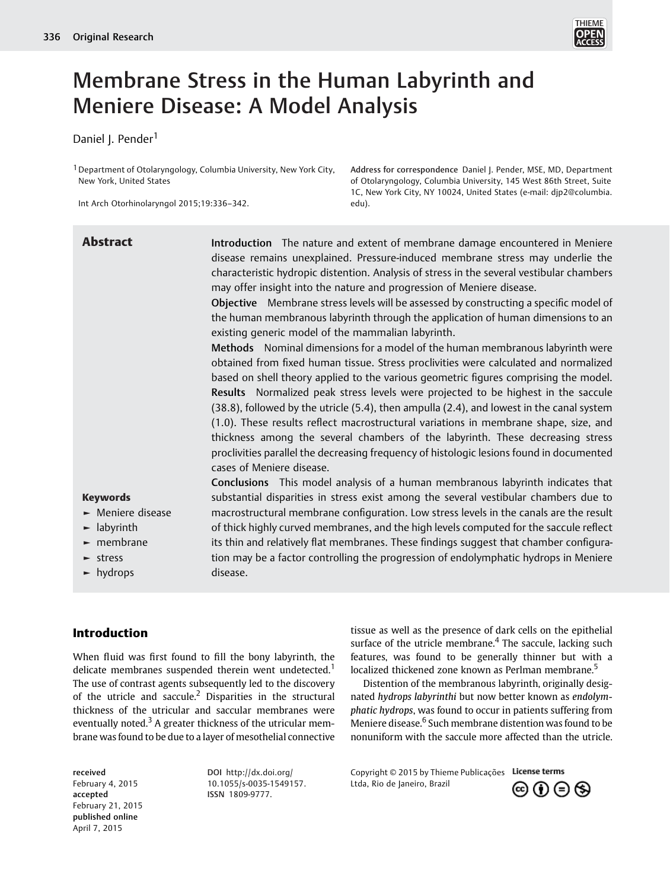# Membrane Stress in the Human Labyrinth and Meniere Disease: A Model Analysis

Daniel J. Pender[1]

[1] Department of Otolaryngology, Columbia University, New York City, New York, United States

Int Arch Otorhinolaryngol 2015;19:336–342.

**Address for correspondence** Daniel J. Pender, MSE, MD, Department of Otolaryngology, Columbia University, 145 West 86th Street, Suite 1C, New York City, NY 10024, United States (e-mail: djp2@columbia.edu).

## Abstract

**Introduction** The nature and extent of membrane damage encountered in Meniere disease remains unexplained. Pressure-induced membrane stress may underlie the characteristic hydropic distention. Analysis of stress in the several vestibular chambers may offer insight into the nature and progression of Meniere disease.

**Objective** Membrane stress levels will be assessed by constructing a specific model of the human membranous labyrinth through the application of human dimensions to an existing generic model of the mammalian labyrinth.

**Methods** Nominal dimensions for a model of the human membranous labyrinth were obtained from fixed human tissue. Stress proclivities were calculated and normalized based on shell theory applied to the various geometric figures comprising the model.

**Results** Normalized peak stress levels were projected to be highest in the saccule (38.8), followed by the utricle (5.4), then ampulla (2.4), and lowest in the canal system (1.0). These results reflect macrostructural variations in membrane shape, size, and thickness among the several chambers of the labyrinth. These decreasing stress proclivities parallel the decreasing frequency of histologic lesions found in documented cases of Meniere disease.

**Conclusions** This model analysis of a human membranous labyrinth indicates that substantial disparities in stress exist among the several vestibular chambers due to macrostructural membrane configuration. Low stress levels in the canals are the result of thick highly curved membranes, and the high levels computed for the saccule reflect its thin and relatively flat membranes. These findings suggest that chamber configuration may be a factor controlling the progression of endolymphatic hydrops in Meniere disease.

**Keywords**

- Meniere disease
- labyrinth
- membrane
- stress
- hydrops

## Introduction

When fluid was first found to fill the bony labyrinth, the delicate membranes suspended therein went undetected.[1] The use of contrast agents subsequently led to the discovery of the utricle and saccule.[2] Disparities in the structural thickness of the utricular and saccular membranes were eventually noted.[3] A greater thickness of the utricular membrane was found to be due to a layer of mesothelial connective tissue as well as the presence of dark cells on the epithelial surface of the utricle membrane.[4] The saccule, lacking such features, was found to be generally thinner but with a localized thickened zone known as Perlman membrane.[5]

Distention of the membranous labyrinth, originally designated *hydrops labyrinthi* but now better known as *endolymphatic hydrops*, was found to occur in patients suffering from Meniere disease.[6] Such membrane distention was found to be nonuniform with the saccule more affected than the utricle.

**received** February 4, 2015
**accepted** February 21, 2015
**published online** April 7, 2015

**DOI** http://dx.doi.org/10.1055/s-0035-1549157.
**ISSN** 1809-9777.

Copyright © 2015 by Thieme Publicações Ltda, Rio de Janeiro, Brazil

License terms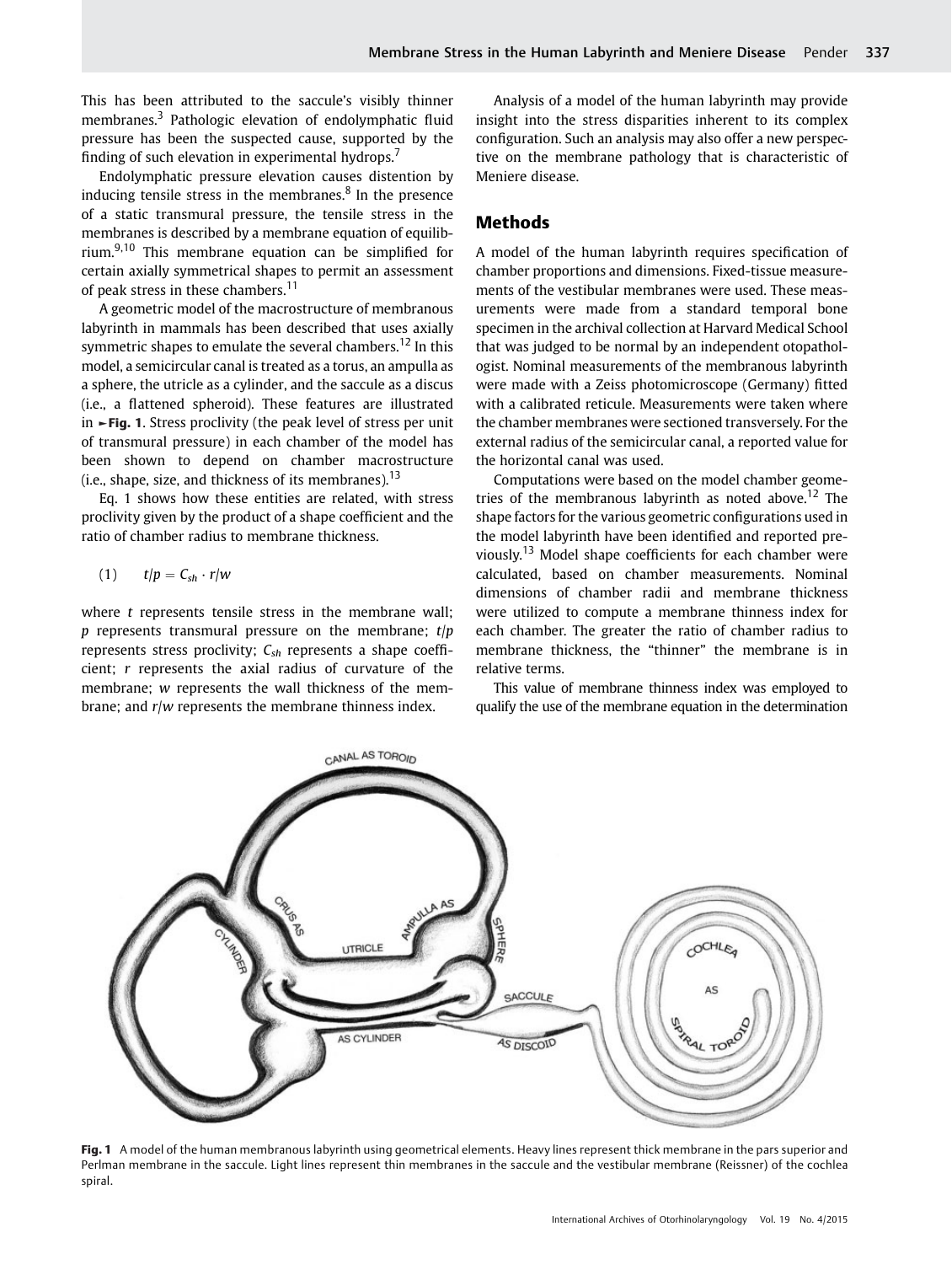This has been attributed to the saccule's visibly thinner membranes.[3] Pathologic elevation of endolymphatic fluid pressure has been the suspected cause, supported by the finding of such elevation in experimental hydrops.[7]

Endolymphatic pressure elevation causes distention by inducing tensile stress in the membranes.[8] In the presence of a static transmural pressure, the tensile stress in the membranes is described by a membrane equation of equilibrium.[9,10] This membrane equation can be simplified for certain axially symmetrical shapes to permit an assessment of peak stress in these chambers.[11]

A geometric model of the macrostructure of membranous labyrinth in mammals has been described that uses axially symmetric shapes to emulate the several chambers.[12] In this model, a semicircular canal is treated as a torus, an ampulla as a sphere, the utricle as a cylinder, and the saccule as a discus (i.e., a flattened spheroid). These features are illustrated in **Fig. 1**. Stress proclivity (the peak level of stress per unit of transmural pressure) in each chamber of the model has been shown to depend on chamber macrostructure (i.e., shape, size, and thickness of its membranes).[13]

Eq. 1 shows how these entities are related, with stress proclivity given by the product of a shape coefficient and the ratio of chamber radius to membrane thickness.

$$(1) \qquad t/p = C_{sh} \cdot r/w$$

where $t$ represents tensile stress in the membrane wall; $p$ represents transmural pressure on the membrane; $t/p$ represents stress proclivity; $C_{sh}$ represents a shape coefficient; $r$ represents the axial radius of curvature of the membrane; $w$ represents the wall thickness of the membrane; and $r/w$ represents the membrane thinness index.

Analysis of a model of the human labyrinth may provide insight into the stress disparities inherent to its complex configuration. Such an analysis may also offer a new perspective on the membrane pathology that is characteristic of Meniere disease.

## Methods

A model of the human labyrinth requires specification of chamber proportions and dimensions. Fixed-tissue measurements of the vestibular membranes were used. These measurements were made from a standard temporal bone specimen in the archival collection at Harvard Medical School that was judged to be normal by an independent otopathologist. Nominal measurements of the membranous labyrinth were made with a Zeiss photomicroscope (Germany) fitted with a calibrated reticule. Measurements were taken where the chamber membranes were sectioned transversely. For the external radius of the semicircular canal, a reported value for the horizontal canal was used.

Computations were based on the model chamber geometries of the membranous labyrinth as noted above.[12] The shape factors for the various geometric configurations used in the model labyrinth have been identified and reported previously.[13] Model shape coefficients for each chamber were calculated, based on chamber measurements. Nominal dimensions of chamber radii and membrane thickness were utilized to compute a membrane thinness index for each chamber. The greater the ratio of chamber radius to membrane thickness, the "thinner" the membrane is in relative terms.

This value of membrane thinness index was employed to qualify the use of the membrane equation in the determination

**Fig. 1** A model of the human membranous labyrinth using geometrical elements. Heavy lines represent thick membrane in the pars superior and Perlman membrane in the saccule. Light lines represent thin membranes in the saccule and the vestibular membrane (Reissner) of the cochlea spiral.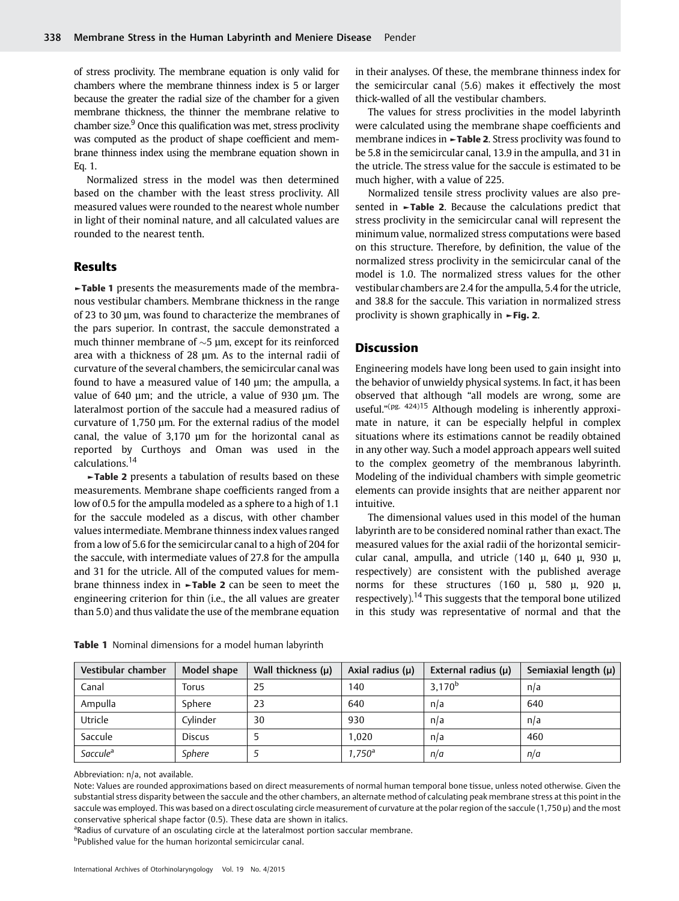of stress proclivity. The membrane equation is only valid for chambers where the membrane thinness index is 5 or larger because the greater the radial size of the chamber for a given membrane thickness, the thinner the membrane relative to chamber size.[9] Once this qualification was met, stress proclivity was computed as the product of shape coefficient and membrane thinness index using the membrane equation shown in Eq. 1.

Normalized stress in the model was then determined based on the chamber with the least stress proclivity. All measured values were rounded to the nearest whole number in light of their nominal nature, and all calculated values are rounded to the nearest tenth.

## Results

►**Table 1** presents the measurements made of the membranous vestibular chambers. Membrane thickness in the range of 23 to 30 µm, was found to characterize the membranes of the pars superior. In contrast, the saccule demonstrated a much thinner membrane of ~5 µm, except for its reinforced area with a thickness of 28 µm. As to the internal radii of curvature of the several chambers, the semicircular canal was found to have a measured value of 140 µm; the ampulla, a value of 640 µm; and the utricle, a value of 930 µm. The lateralmost portion of the saccule had a measured radius of curvature of 1,750 µm. For the external radius of the model canal, the value of 3,170 µm for the horizontal canal as reported by Curthoys and Oman was used in the calculations.[14]

►**Table 2** presents a tabulation of results based on these measurements. Membrane shape coefficients ranged from a low of 0.5 for the ampulla modeled as a sphere to a high of 1.1 for the saccule modeled as a discus, with other chamber values intermediate. Membrane thinness index values ranged from a low of 5.6 for the semicircular canal to a high of 204 for the saccule, with intermediate values of 27.8 for the ampulla and 31 for the utricle. All of the computed values for membrane thinness index in ►**Table 2** can be seen to meet the engineering criterion for thin (i.e., the all values are greater than 5.0) and thus validate the use of the membrane equation in their analyses. Of these, the membrane thinness index for the semicircular canal (5.6) makes it effectively the most thick-walled of all the vestibular chambers.

The values for stress proclivities in the model labyrinth were calculated using the membrane shape coefficients and membrane indices in ►**Table 2**. Stress proclivity was found to be 5.8 in the semicircular canal, 13.9 in the ampulla, and 31 in the utricle. The stress value for the saccule is estimated to be much higher, with a value of 225.

Normalized tensile stress proclivity values are also presented in ►**Table 2**. Because the calculations predict that stress proclivity in the semicircular canal will represent the minimum value, normalized stress computations were based on this structure. Therefore, by definition, the value of the normalized stress proclivity in the semicircular canal of the model is 1.0. The normalized stress values for the other vestibular chambers are 2.4 for the ampulla, 5.4 for the utricle, and 38.8 for the saccule. This variation in normalized stress proclivity is shown graphically in ►**Fig. 2**.

## Discussion

Engineering models have long been used to gain insight into the behavior of unwieldy physical systems. In fact, it has been observed that although "all models are wrong, some are useful."[(pg. 424)15] Although modeling is inherently approximate in nature, it can be especially helpful in complex situations where its estimations cannot be readily obtained in any other way. Such a model approach appears well suited to the complex geometry of the membranous labyrinth. Modeling of the individual chambers with simple geometric elements can provide insights that are neither apparent nor intuitive.

The dimensional values used in this model of the human labyrinth are to be considered nominal rather than exact. The measured values for the axial radii of the horizontal semicircular canal, ampulla, and utricle (140 µ, 640 µ, 930 µ, respectively) are consistent with the published average norms for these structures (160 µ, 580 µ, 920 µ, respectively).[14] This suggests that the temporal bone utilized in this study was representative of normal and that the

**Table 1** Nominal dimensions for a model human labyrinth

| Vestibular chamber | Model shape | Wall thickness (µ) | Axial radius (µ) | External radius (µ) | Semiaxial length (µ) |
|---|---|---|---|---|---|
| Canal | Torus | 25 | 140 | 3,170[b] | n/a |
| Ampulla | Sphere | 23 | 640 | n/a | 640 |
| Utricle | Cylinder | 30 | 930 | n/a | n/a |
| Saccule | Discus | 5 | 1,020 | n/a | 460 |
| *Saccule*[a] | *Sphere* | *5* | *1,750*[a] | *n/a* | *n/a* |

Abbreviation: n/a, not available.

Note: Values are rounded approximations based on direct measurements of normal human temporal bone tissue, unless noted otherwise. Given the substantial stress disparity between the saccule and the other chambers, an alternate method of calculating peak membrane stress at this point in the saccule was employed. This was based on a direct osculating circle measurement of curvature at the polar region of the saccule (1,750 µ) and the most conservative spherical shape factor (0.5). These data are shown in italics.

[a]Radius of curvature of an osculating circle at the lateralmost portion saccular membrane.

[b]Published value for the human horizontal semicircular canal.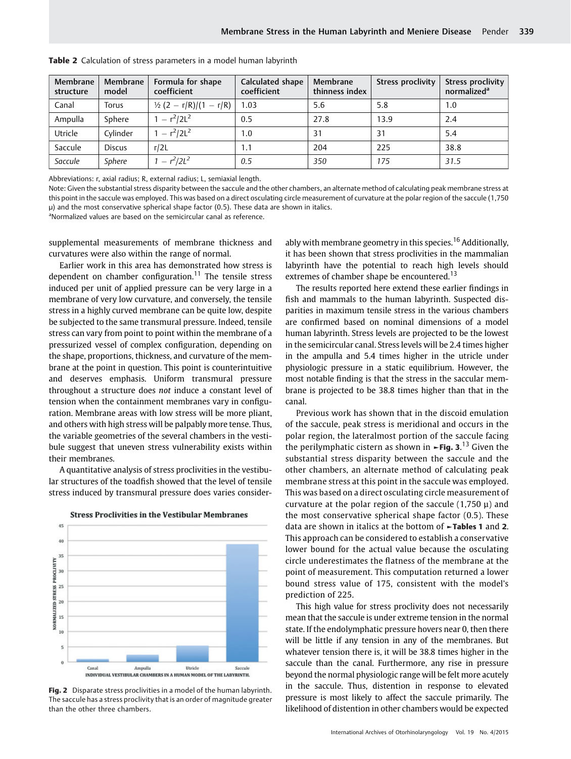**Table 2** Calculation of stress parameters in a model human labyrinth

| Membrane structure | Membrane model | Formula for shape coefficient | Calculated shape coefficient | Membrane thinness index | Stress proclivity | Stress proclivity normalized[a] |
|---|---|---|---|---|---|---|
| Canal | Torus | $\frac{1}{2}(2 - r/R)/(1 - r/R)$ | 1.03 | 5.6 | 5.8 | 1.0 |
| Ampulla | Sphere | $1 - r^2/2L^2$ | 0.5 | 27.8 | 13.9 | 2.4 |
| Utricle | Cylinder | $1 - r^2/2L^2$ | 1.0 | 31 | 31 | 5.4 |
| Saccule | Discus | $r/2L$ | 1.1 | 204 | 225 | 38.8 |
| *Saccule* | *Sphere* | $1 - r^2/2L^2$ | *0.5* | *350* | *175* | *31.5* |

Abbreviations: r, axial radius; R, external radius; L, semiaxial length.

Note: Given the substantial stress disparity between the saccule and the other chambers, an alternate method of calculating peak membrane stress at this point in the saccule was employed. This was based on a direct osculating circle measurement of curvature at the polar region of the saccule (1,750 µ) and the most conservative spherical shape factor (0.5). These data are shown in italics.

[a]Normalized values are based on the semicircular canal as reference.

supplemental measurements of membrane thickness and curvatures were also within the range of normal.

Earlier work in this area has demonstrated how stress is dependent on chamber configuration.[11] The tensile stress induced per unit of applied pressure can be very large in a membrane of very low curvature, and conversely, the tensile stress in a highly curved membrane can be quite low, despite be subjected to the same transmural pressure. Indeed, tensile stress can vary from point to point within the membrane of a pressurized vessel of complex configuration, depending on the shape, proportions, thickness, and curvature of the membrane at the point in question. This point is counterintuitive and deserves emphasis. Uniform transmural pressure throughout a structure does *not* induce a constant level of tension when the containment membranes vary in configuration. Membrane areas with low stress will be more pliant, and others with high stress will be palpably more tense. Thus, the variable geometries of the several chambers in the vestibule suggest that uneven stress vulnerability exists within their membranes.

A quantitative analysis of stress proclivities in the vestibular structures of the toadfish showed that the level of tensile stress induced by transmural pressure does varies considerably with membrane geometry in this species.[16] Additionally, it has been shown that stress proclivities in the mammalian labyrinth have the potential to reach high levels should extremes of chamber shape be encountered.[13]

**Fig. 2** Disparate stress proclivities in a model of the human labyrinth. The saccule has a stress proclivity that is an order of magnitude greater than the other three chambers.

The results reported here extend these earlier findings in fish and mammals to the human labyrinth. Suspected disparities in maximum tensile stress in the various chambers are confirmed based on nominal dimensions of a model human labyrinth. Stress levels are projected to be the lowest in the semicircular canal. Stress levels will be 2.4 times higher in the ampulla and 5.4 times higher in the utricle under physiologic pressure in a static equilibrium. However, the most notable finding is that the stress in the saccular membrane is projected to be 38.8 times higher than that in the canal.

Previous work has shown that in the discoid emulation of the saccule, peak stress is meridional and occurs in the polar region, the lateralmost portion of the saccule facing the perilymphatic cistern as shown in ►**Fig. 3**.[13] Given the substantial stress disparity between the saccule and the other chambers, an alternate method of calculating peak membrane stress at this point in the saccule was employed. This was based on a direct osculating circle measurement of curvature at the polar region of the saccule (1,750 µ) and the most conservative spherical shape factor (0.5). These data are shown in italics at the bottom of ►**Tables 1** and **2**. This approach can be considered to establish a conservative lower bound for the actual value because the osculating circle underestimates the flatness of the membrane at the point of measurement. This computation returned a lower bound stress value of 175, consistent with the model's prediction of 225.

This high value for stress proclivity does not necessarily mean that the saccule is under extreme tension in the normal state. If the endolymphatic pressure hovers near 0, then there will be little if any tension in any of the membranes. But whatever tension there is, it will be 38.8 times higher in the saccule than the canal. Furthermore, any rise in pressure beyond the normal physiologic range will be felt more acutely in the saccule. Thus, distention in response to elevated pressure is most likely to affect the saccule primarily. The likelihood of distention in other chambers would be expected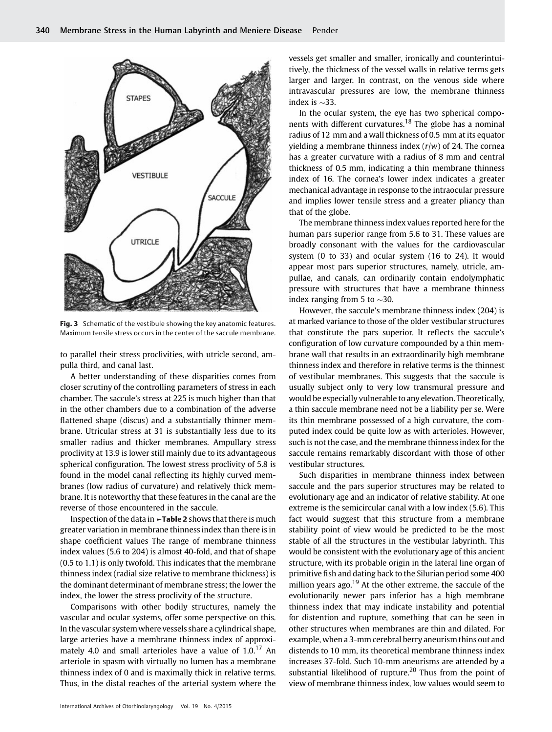Fig. 3 Schematic of the vestibule showing the key anatomic features. Maximum tensile stress occurs in the center of the saccule membrane.

to parallel their stress proclivities, with utricle second, ampulla third, and canal last.

A better understanding of these disparities comes from closer scrutiny of the controlling parameters of stress in each chamber. The saccule's stress at 225 is much higher than that in the other chambers due to a combination of the adverse flattened shape (discus) and a substantially thinner membrane. Utricular stress at 31 is substantially less due to its smaller radius and thicker membranes. Ampullary stress proclivity at 13.9 is lower still mainly due to its advantageous spherical configuration. The lowest stress proclivity of 5.8 is found in the model canal reflecting its highly curved membranes (low radius of curvature) and relatively thick membrane. It is noteworthy that these features in the canal are the reverse of those encountered in the saccule.

Inspection of the data in Table 2 shows that there is much greater variation in membrane thinness index than there is in shape coefficient values The range of membrane thinness index values (5.6 to 204) is almost 40-fold, and that of shape (0.5 to 1.1) is only twofold. This indicates that the membrane thinness index (radial size relative to membrane thickness) is the dominant determinant of membrane stress; the lower the index, the lower the stress proclivity of the structure.

Comparisons with other bodily structures, namely the vascular and ocular systems, offer some perspective on this. In the vascular system where vessels share a cylindrical shape, large arteries have a membrane thinness index of approximately 4.0 and small arterioles have a value of 1.0.[17] An arteriole in spasm with virtually no lumen has a membrane thinness index of 0 and is maximally thick in relative terms. Thus, in the distal reaches of the arterial system where the vessels get smaller and smaller, ironically and counterintuitively, the thickness of the vessel walls in relative terms gets larger and larger. In contrast, on the venous side where intravascular pressures are low, the membrane thinness index is ~33.

In the ocular system, the eye has two spherical components with different curvatures.[18] The globe has a nominal radius of 12 mm and a wall thickness of 0.5 mm at its equator yielding a membrane thinness index ($r/w$) of 24. The cornea has a greater curvature with a radius of 8 mm and central thickness of 0.5 mm, indicating a thin membrane thinness index of 16. The cornea's lower index indicates a greater mechanical advantage in response to the intraocular pressure and implies lower tensile stress and a greater pliancy than that of the globe.

The membrane thinness index values reported here for the human pars superior range from 5.6 to 31. These values are broadly consonant with the values for the cardiovascular system (0 to 33) and ocular system (16 to 24). It would appear most pars superior structures, namely, utricle, ampullae, and canals, can ordinarily contain endolymphatic pressure with structures that have a membrane thinness index ranging from 5 to ~30.

However, the saccule's membrane thinness index (204) is at marked variance to those of the older vestibular structures that constitute the pars superior. It reflects the saccule's configuration of low curvature compounded by a thin membrane wall that results in an extraordinarily high membrane thinness index and therefore in relative terms is the thinnest of vestibular membranes. This suggests that the saccule is usually subject only to very low transmural pressure and would be especially vulnerable to any elevation. Theoretically, a thin saccule membrane need not be a liability per se. Were its thin membrane possessed of a high curvature, the computed index could be quite low as with arterioles. However, such is not the case, and the membrane thinness index for the saccule remains remarkably discordant with those of other vestibular structures.

Such disparities in membrane thinness index between saccule and the pars superior structures may be related to evolutionary age and an indicator of relative stability. At one extreme is the semicircular canal with a low index (5.6). This fact would suggest that this structure from a membrane stability point of view would be predicted to be the most stable of all the structures in the vestibular labyrinth. This would be consistent with the evolutionary age of this ancient structure, with its probable origin in the lateral line organ of primitive fish and dating back to the Silurian period some 400 million years ago.[19] At the other extreme, the saccule of the evolutionarily newer pars inferior has a high membrane thinness index that may indicate instability and potential for distention and rupture, something that can be seen in other structures when membranes are thin and dilated. For example, when a 3-mm cerebral berry aneurism thins out and distends to 10 mm, its theoretical membrane thinness index increases 37-fold. Such 10-mm aneurisms are attended by a substantial likelihood of rupture.[20] Thus from the point of view of membrane thinness index, low values would seem to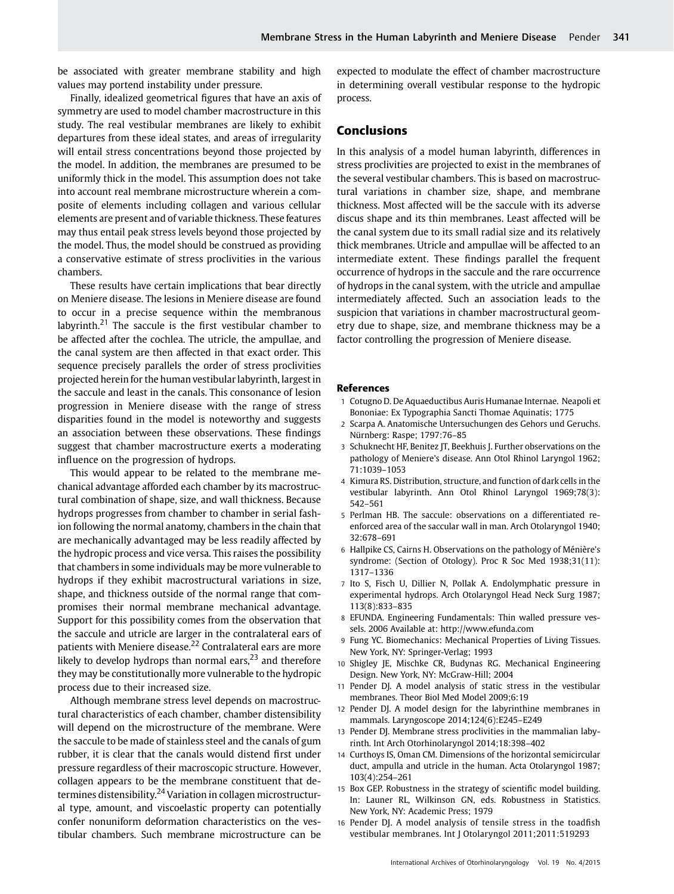be associated with greater membrane stability and high values may portend instability under pressure.

Finally, idealized geometrical figures that have an axis of symmetry are used to model chamber macrostructure in this study. The real vestibular membranes are likely to exhibit departures from these ideal states, and areas of irregularity will entail stress concentrations beyond those projected by the model. In addition, the membranes are presumed to be uniformly thick in the model. This assumption does not take into account real membrane microstructure wherein a composite of elements including collagen and various cellular elements are present and of variable thickness. These features may thus entail peak stress levels beyond those projected by the model. Thus, the model should be construed as providing a conservative estimate of stress proclivities in the various chambers.

These results have certain implications that bear directly on Meniere disease. The lesions in Meniere disease are found to occur in a precise sequence within the membranous labyrinth.[21] The saccule is the first vestibular chamber to be affected after the cochlea. The utricle, the ampullae, and the canal system are then affected in that exact order. This sequence precisely parallels the order of stress proclivities projected herein for the human vestibular labyrinth, largest in the saccule and least in the canals. This consonance of lesion progression in Meniere disease with the range of stress disparities found in the model is noteworthy and suggests an association between these observations. These findings suggest that chamber macrostructure exerts a moderating influence on the progression of hydrops.

This would appear to be related to the membrane mechanical advantage afforded each chamber by its macrostructural combination of shape, size, and wall thickness. Because hydrops progresses from chamber to chamber in serial fashion following the normal anatomy, chambers in the chain that are mechanically advantaged may be less readily affected by the hydropic process and vice versa. This raises the possibility that chambers in some individuals may be more vulnerable to hydrops if they exhibit macrostructural variations in size, shape, and thickness outside of the normal range that compromises their normal membrane mechanical advantage. Support for this possibility comes from the observation that the saccule and utricle are larger in the contralateral ears of patients with Meniere disease.[22] Contralateral ears are more likely to develop hydrops than normal ears,[23] and therefore they may be constitutionally more vulnerable to the hydropic process due to their increased size.

Although membrane stress level depends on macrostructural characteristics of each chamber, chamber distensibility will depend on the microstructure of the membrane. Were the saccule to be made of stainless steel and the canals of gum rubber, it is clear that the canals would distend first under pressure regardless of their macroscopic structure. However, collagen appears to be the membrane constituent that determines distensibility.[24] Variation in collagen microstructural type, amount, and viscoelastic property can potentially confer nonuniform deformation characteristics on the vestibular chambers. Such membrane microstructure can be expected to modulate the effect of chamber macrostructure in determining overall vestibular response to the hydropic process.

## Conclusions

In this analysis of a model human labyrinth, differences in stress proclivities are projected to exist in the membranes of the several vestibular chambers. This is based on macrostructural variations in chamber size, shape, and membrane thickness. Most affected will be the saccule with its adverse discus shape and its thin membranes. Least affected will be the canal system due to its small radial size and its relatively thick membranes. Utricle and ampullae will be affected to an intermediate extent. These findings parallel the frequent occurrence of hydrops in the saccule and the rare occurrence of hydrops in the canal system, with the utricle and ampullae intermediately affected. Such an association leads to the suspicion that variations in chamber macrostructural geometry due to shape, size, and membrane thickness may be a factor controlling the progression of Meniere disease.

## References

1. Cotugno D. De Aquaeductibus Auris Humanae Internae. Neapoli et Bononiae: Ex Typographia Sancti Thomae Aquinatis; 1775
2. Scarpa A. Anatomische Untersuchungen des Gehors und Geruchs. Nürnberg: Raspe; 1797:76–85
3. Schuknecht HF, Benitez JT, Beekhuis J. Further observations on the pathology of Meniere's disease. Ann Otol Rhinol Laryngol 1962; 71:1039–1053
4. Kimura RS. Distribution, structure, and function of dark cells in the vestibular labyrinth. Ann Otol Rhinol Laryngol 1969;78(3): 542–561
5. Perlman HB. The saccule: observations on a differentiated reenforced area of the saccular wall in man. Arch Otolaryngol 1940; 32:678–691
6. Hallpike CS, Cairns H. Observations on the pathology of Ménière's syndrome: (Section of Otology). Proc R Soc Med 1938;31(11): 1317–1336
7. Ito S, Fisch U, Dillier N, Pollak A. Endolymphatic pressure in experimental hydrops. Arch Otolaryngol Head Neck Surg 1987; 113(8):833–835
8. EFUNDA. Engineering Fundamentals: Thin walled pressure vessels. 2006 Available at: http://www.efunda.com
9. Fung YC. Biomechanics: Mechanical Properties of Living Tissues. New York, NY: Springer-Verlag; 1993
10. Shigley JE, Mischke CR, Budynas RG. Mechanical Engineering Design. New York, NY: McGraw-Hill; 2004
11. Pender DJ. A model analysis of static stress in the vestibular membranes. Theor Biol Med Model 2009;6:19
12. Pender DJ. A model design for the labyrinthine membranes in mammals. Laryngoscope 2014;124(6):E245–E249
13. Pender DJ. Membrane stress proclivities in the mammalian labyrinth. Int Arch Otorhinolaryngol 2014;18:398–402
14. Curthoys IS, Oman CM. Dimensions of the horizontal semicircular duct, ampulla and utricle in the human. Acta Otolaryngol 1987; 103(4):254–261
15. Box GEP. Robustness in the strategy of scientific model building. In: Launer RL, Wilkinson GN, eds. Robustness in Statistics. New York, NY: Academic Press; 1979
16. Pender DJ. A model analysis of tensile stress in the toadfish vestibular membranes. Int J Otolaryngol 2011;2011:519293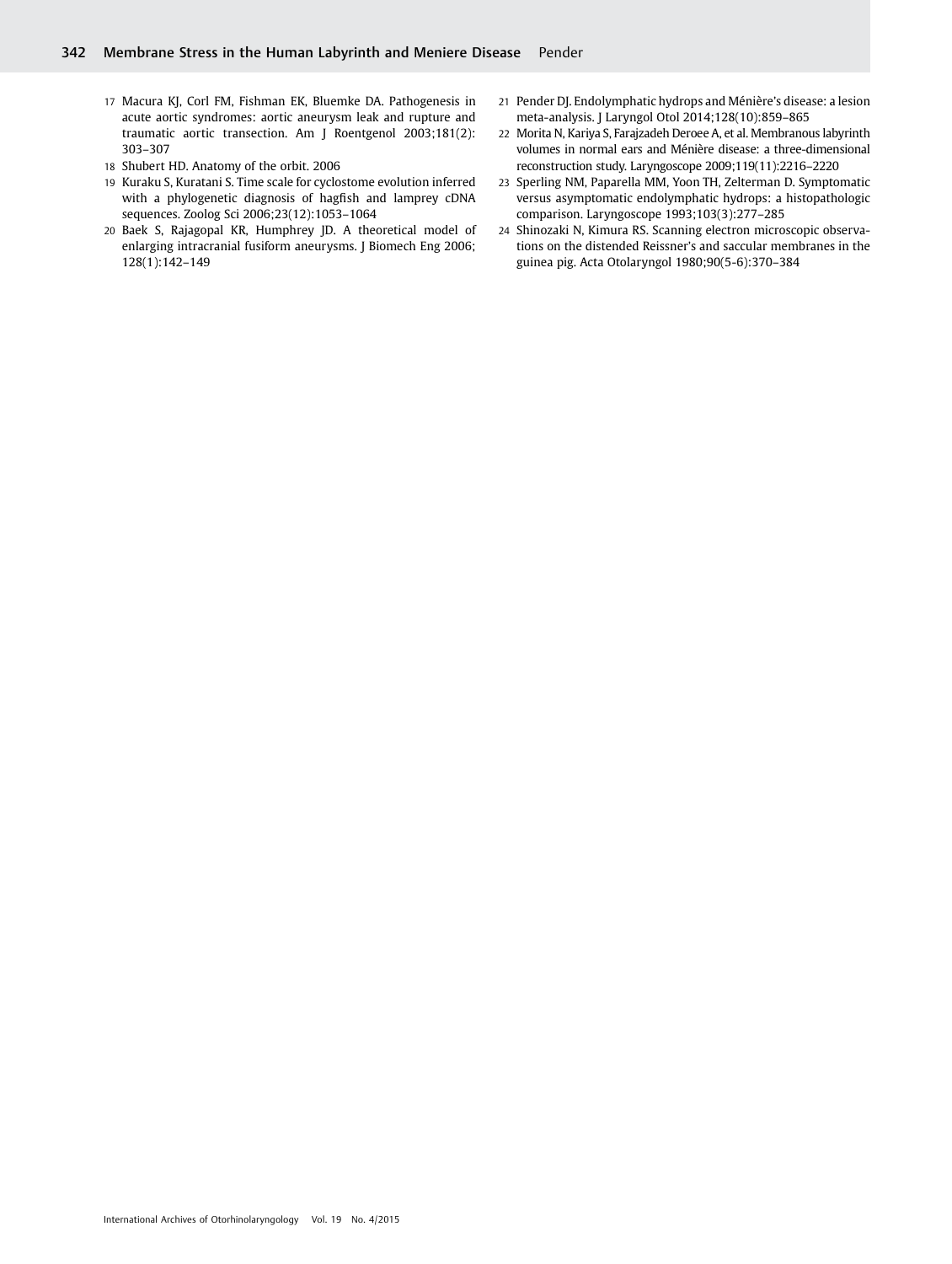17 Macura KJ, Corl FM, Fishman EK, Bluemke DA. Pathogenesis in acute aortic syndromes: aortic aneurysm leak and rupture and traumatic aortic transection. Am J Roentgenol 2003;181(2): 303–307

18 Shubert HD. Anatomy of the orbit. 2006

19 Kuraku S, Kuratani S. Time scale for cyclostome evolution inferred with a phylogenetic diagnosis of hagfish and lamprey cDNA sequences. Zoolog Sci 2006;23(12):1053–1064

20 Baek S, Rajagopal KR, Humphrey JD. A theoretical model of enlarging intracranial fusiform aneurysms. J Biomech Eng 2006; 128(1):142–149

21 Pender DJ. Endolymphatic hydrops and Ménière's disease: a lesion meta-analysis. J Laryngol Otol 2014;128(10):859–865

22 Morita N, Kariya S, Farajzadeh Deroee A, et al. Membranous labyrinth volumes in normal ears and Ménière disease: a three-dimensional reconstruction study. Laryngoscope 2009;119(11):2216–2220

23 Sperling NM, Paparella MM, Yoon TH, Zelterman D. Symptomatic versus asymptomatic endolymphatic hydrops: a histopathologic comparison. Laryngoscope 1993;103(3):277–285

24 Shinozaki N, Kimura RS. Scanning electron microscopic observations on the distended Reissner's and saccular membranes in the guinea pig. Acta Otolaryngol 1980;90(5-6):370–384